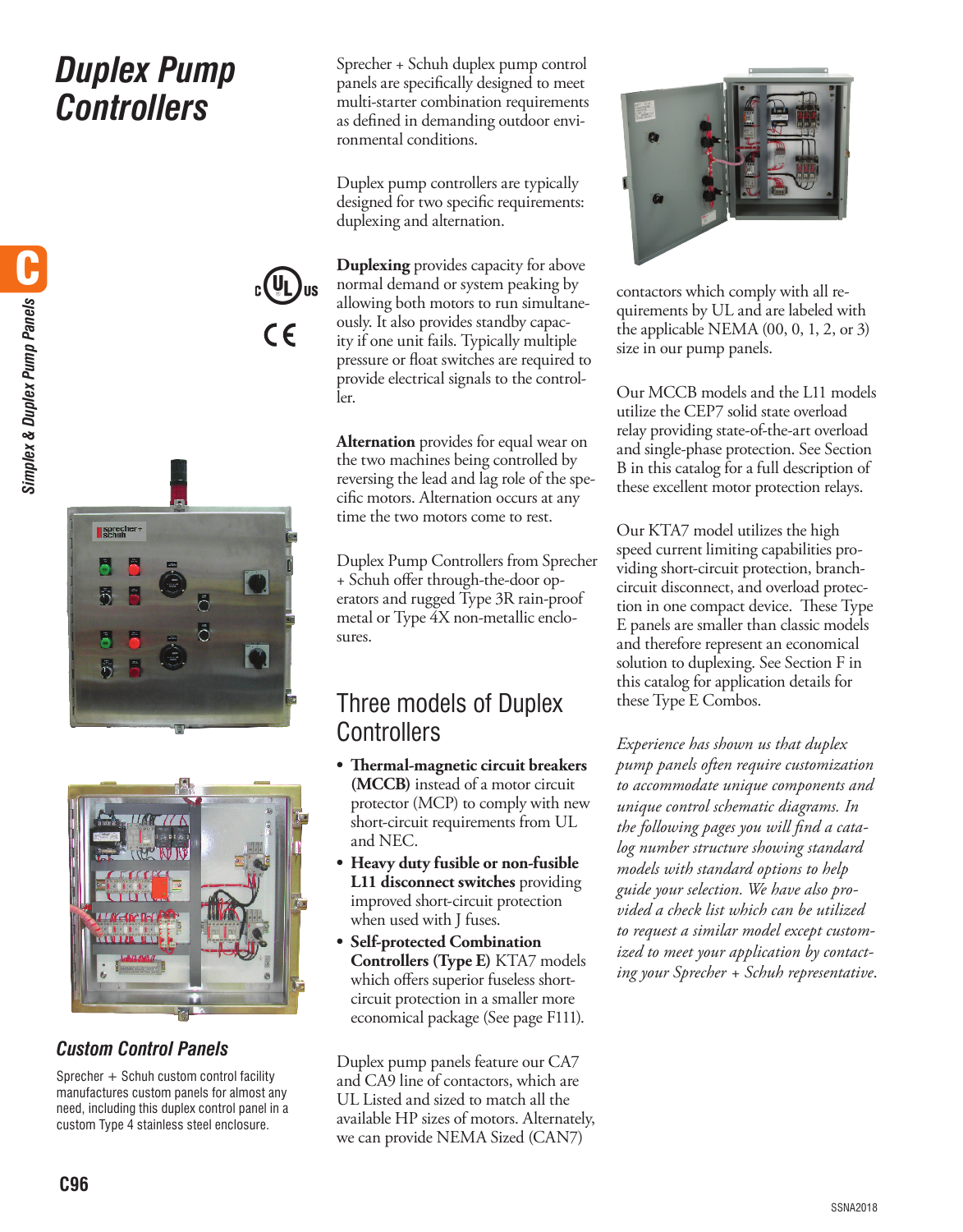# Duplex Pump Controllers

Sprecher + Schuh duplex pump control panels are specifically designed to meet multi-starter combination requirements as defined in demanding outdoor environmental conditions.

Duplex pump controllers are typically designed for two specific requirements: duplexing and alternation.

**Duplexing** provides capacity for above normal demand or system peaking by allowing both motors to run simultaneously. It also provides standby capacity if one unit fails. Typically multiple pressure or float switches are required to provide electrical signals to the controller.

**Alternation** provides for equal wear on the two machines being controlled by reversing the lead and lag role of the specific motors. Alternation occurs at any time the two motors come to rest.

Duplex Pump Controllers from Sprecher + Schuh offer through-the-door operators and rugged Type 3R rain-proof metal or Type 4X non-metallic enclosures.

## Three models of Duplex Controllers

- **Thermal-magnetic circuit breakers (MCCB)** instead of a motor circuit protector (MCP) to comply with new short-circuit requirements from UL and NEC.
- **Heavy duty fusible or non-fusible L11 disconnect switches** providing improved short-circuit protection when used with J fuses.
- **Self-protected Combination Controllers (Type E)** KTA7 models which offers superior fuseless short-circuit protection in a smaller more economical package (See page F111).

Duplex pump panels feature our CA7 and CA9 line of contactors, which are UL Listed and sized to match all the available HP sizes of motors. Alternately, we can provide NEMA Sized (CAN7) contactors which comply with all requirements by UL and are labeled with the applicable NEMA (00, 0, 1, 2, or 3) size in our pump panels.

Our MCCB models and the L11 models utilize the CEP7 solid state overload relay providing state-of-the-art overload and single-phase protection. See Section B in this catalog for a full description of these excellent motor protection relays.

Our KTA7 model utilizes the high speed current limiting capabilities providing short-circuit protection, branch-circuit disconnect, and overload protection in one compact device. These Type E panels are smaller than classic models and therefore represent an economical solution to duplexing. See Section F in this catalog for application details for these Type E Combos.

*Experience has shown us that duplex pump panels often require customization to accommodate unique components and unique control schematic diagrams. In the following pages you will find a catalog number structure showing standard models with standard options to help guide your selection. We have also provided a check list which can be utilized to request a similar model except customized to meet your application by contacting your Sprecher + Schuh representative.*

### Custom Control Panels

Sprecher + Schuh custom control facility manufactures custom panels for almost any need, including this duplex control panel in a custom Type 4 stainless steel enclosure.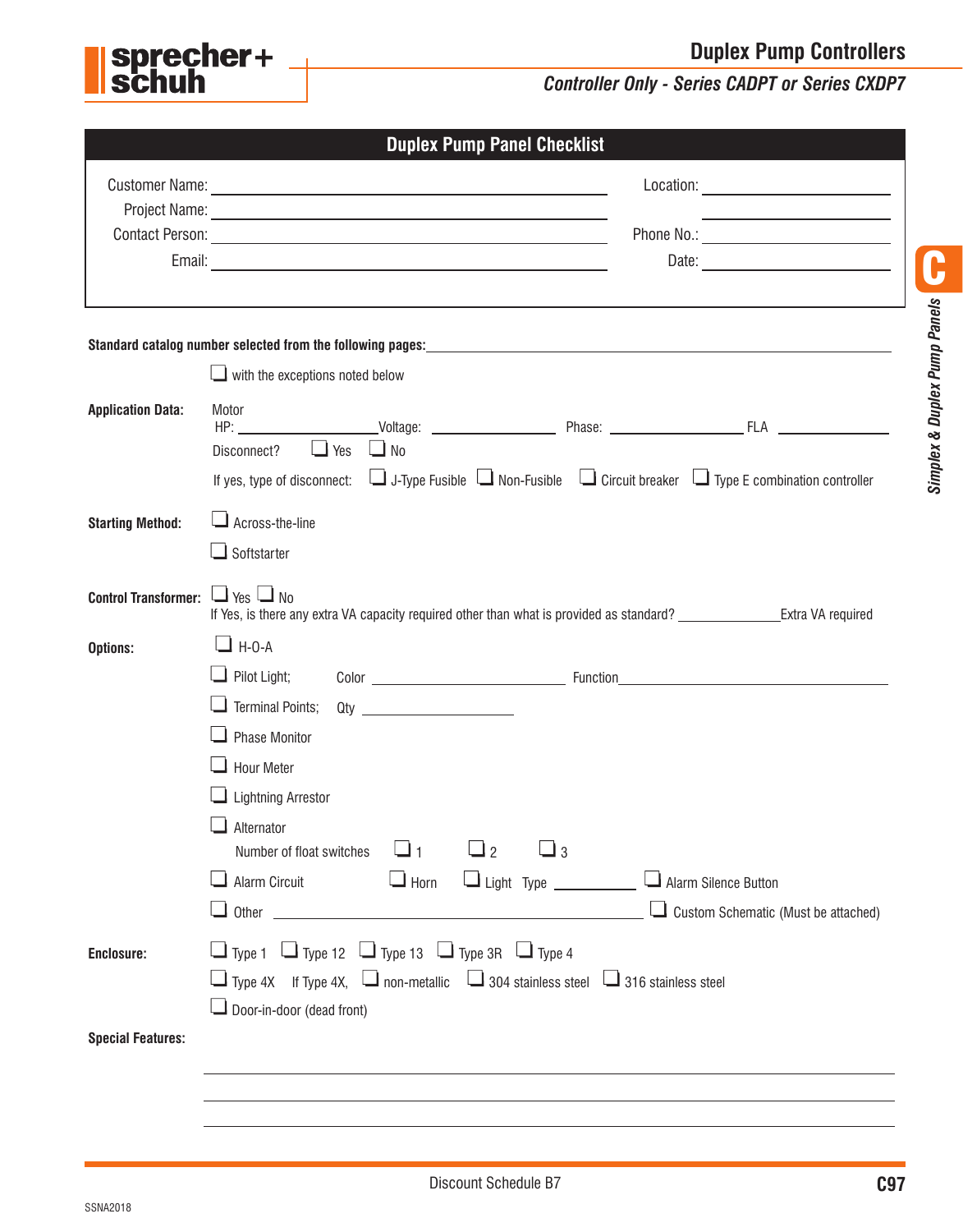# Duplex Pump Controllers

## Controller Only - Series CADPT or Series CXDP7

### Duplex Pump Panel Checklist

Customer Name: ______________________ Location: ______________________

Project Name: ______________________ ______________________

Contact Person: ______________________ Phone No.: ______________________

Email: ______________________ Date: ______________________

**Standard catalog number selected from the following pages:** ______________________

☐ with the exceptions noted below

**Application Data:**

Motor HP: __________ Voltage: __________ Phase: __________ FLA __________

Disconnect? ☐ Yes ☐ No

If yes, type of disconnect: ☐ J-Type Fusible ☐ Non-Fusible ☐ Circuit breaker ☐ Type E combination controller

**Starting Method:**

☐ Across-the-line

☐ Softstarter

**Control Transformer:** ☐ Yes ☐ No

If Yes, is there any extra VA capacity required other than what is provided as standard? __________ Extra VA required

**Options:**

☐ H-O-A

☐ Pilot Light; Color __________ Function __________

☐ Terminal Points; Qty __________

☐ Phase Monitor

☐ Hour Meter

☐ Lightning Arrestor

☐ Alternator

Number of float switches ☐ 1 ☐ 2 ☐ 3

☐ Alarm Circuit ☐ Horn ☐ Light Type __________ ☐ Alarm Silence Button

☐ Other __________ ☐ Custom Schematic (Must be attached)

**Enclosure:**

☐ Type 1 ☐ Type 12 ☐ Type 13 ☐ Type 3R ☐ Type 4

☐ Type 4X If Type 4X, ☐ non-metallic ☐ 304 stainless steel ☐ 316 stainless steel

☐ Door-in-door (dead front)

**Special Features:**

______________________

______________________

______________________

Discount Schedule B7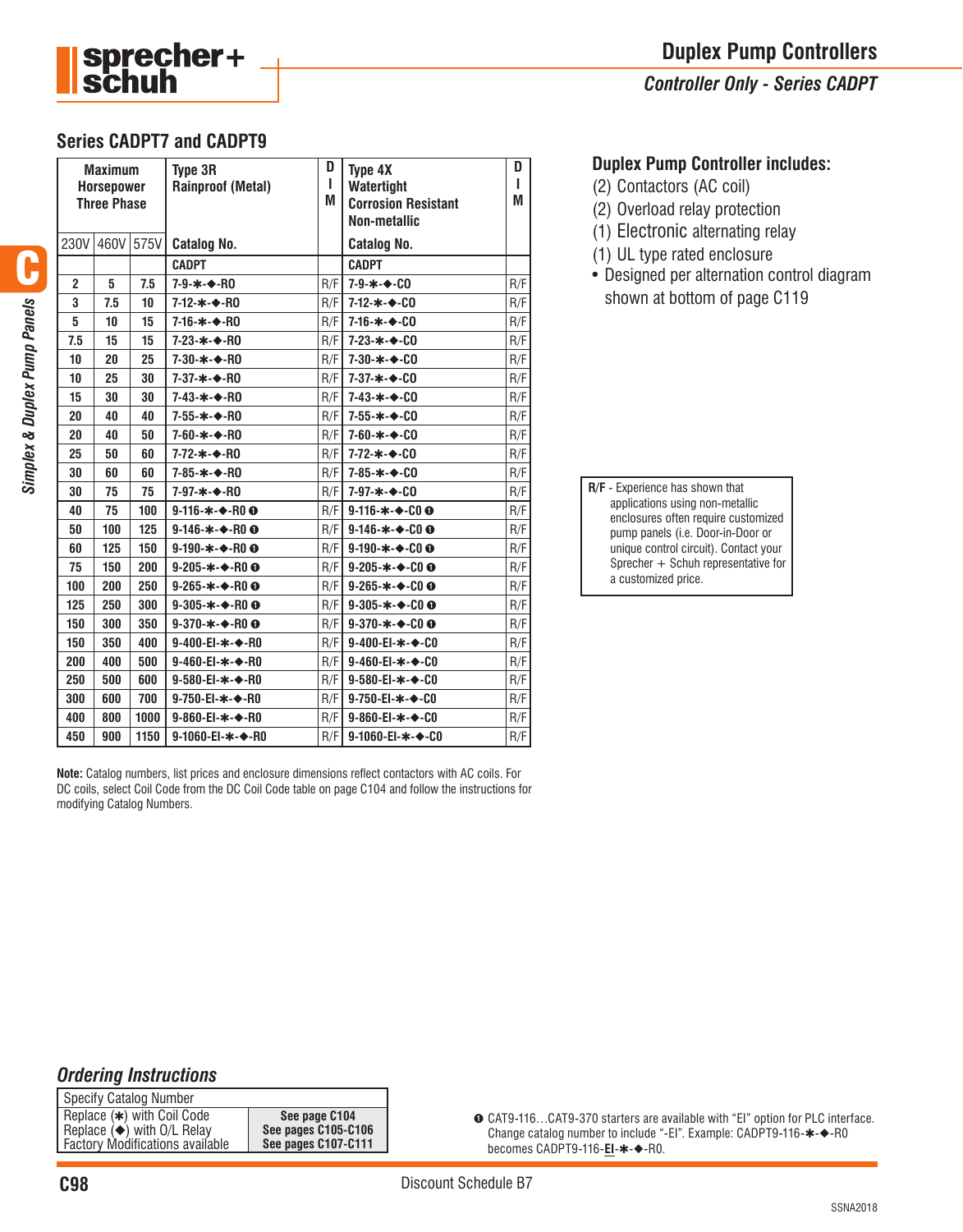# Duplex Pump Controllers

## Controller Only - Series CADPT

### Series CADPT7 and CADPT9

| Maximum Horsepower Three Phase | | | Type 3R Rainproof (Metal) | DIM | Type 4X Watertight Corrosion Resistant Non-metallic | DIM |
|---|---|---|---|---|---|---|
| 230V | 460V | 575V | Catalog No. | | Catalog No. | |
| | | | CADPT | | CADPT | |
| 2 | 5 | 7.5 | 7-9-✱-◆-R0 | R/F | 7-9-✱-◆-C0 | R/F |
| 3 | 7.5 | 10 | 7-12-✱-◆-R0 | R/F | 7-12-✱-◆-C0 | R/F |
| 5 | 10 | 15 | 7-16-✱-◆-R0 | R/F | 7-16-✱-◆-C0 | R/F |
| 7.5 | 15 | 15 | 7-23-✱-◆-R0 | R/F | 7-23-✱-◆-C0 | R/F |
| 10 | 20 | 25 | 7-30-✱-◆-R0 | R/F | 7-30-✱-◆-C0 | R/F |
| 10 | 25 | 30 | 7-37-✱-◆-R0 | R/F | 7-37-✱-◆-C0 | R/F |
| 15 | 30 | 30 | 7-43-✱-◆-R0 | R/F | 7-43-✱-◆-C0 | R/F |
| 20 | 40 | 40 | 7-55-✱-◆-R0 | R/F | 7-55-✱-◆-C0 | R/F |
| 20 | 40 | 50 | 7-60-✱-◆-R0 | R/F | 7-60-✱-◆-C0 | R/F |
| 25 | 50 | 60 | 7-72-✱-◆-R0 | R/F | 7-72-✱-◆-C0 | R/F |
| 30 | 60 | 60 | 7-85-✱-◆-R0 | R/F | 7-85-✱-◆-C0 | R/F |
| 30 | 75 | 75 | 7-97-✱-◆-R0 | R/F | 7-97-✱-◆-C0 | R/F |
| 40 | 75 | 100 | 9-116-✱-◆-R0 ❶ | R/F | 9-116-✱-◆-C0 ❶ | R/F |
| 50 | 100 | 125 | 9-146-✱-◆-R0 ❶ | R/F | 9-146-✱-◆-C0 ❶ | R/F |
| 60 | 125 | 150 | 9-190-✱-◆-R0 ❶ | R/F | 9-190-✱-◆-C0 ❶ | R/F |
| 75 | 150 | 200 | 9-205-✱-◆-R0 ❶ | R/F | 9-205-✱-◆-C0 ❶ | R/F |
| 100 | 200 | 250 | 9-265-✱-◆-R0 ❶ | R/F | 9-265-✱-◆-C0 ❶ | R/F |
| 125 | 250 | 300 | 9-305-✱-◆-R0 ❶ | R/F | 9-305-✱-◆-C0 ❶ | R/F |
| 150 | 300 | 350 | 9-370-✱-◆-R0 ❶ | R/F | 9-370-✱-◆-C0 ❶ | R/F |
| 150 | 350 | 400 | 9-400-EI-✱-◆-R0 | R/F | 9-400-EI-✱-◆-C0 | R/F |
| 200 | 400 | 500 | 9-460-EI-✱-◆-R0 | R/F | 9-460-EI-✱-◆-C0 | R/F |
| 250 | 500 | 600 | 9-580-EI-✱-◆-R0 | R/F | 9-580-EI-✱-◆-C0 | R/F |
| 300 | 600 | 700 | 9-750-EI-✱-◆-R0 | R/F | 9-750-EI-✱-◆-C0 | R/F |
| 400 | 800 | 1000 | 9-860-EI-✱-◆-R0 | R/F | 9-860-EI-✱-◆-C0 | R/F |
| 450 | 900 | 1150 | 9-1060-EI-✱-◆-R0 | R/F | 9-1060-EI-✱-◆-C0 | R/F |

**Note:** Catalog numbers, list prices and enclosure dimensions reflect contactors with AC coils. For DC coils, select Coil Code from the DC Coil Code table on page C104 and follow the instructions for modifying Catalog Numbers.

### Duplex Pump Controller includes:

(2) Contactors (AC coil)
(2) Overload relay protection
(1) Electronic alternating relay
(1) UL type rated enclosure

- Designed per alternation control diagram shown at bottom of page C119

**R/F** - Experience has shown that applications using non-metallic enclosures often require customized pump panels (i.e. Door-in-Door or unique control circuit). Contact your Sprecher + Schuh representative for a customized price.

### *Ordering Instructions*

| Specify Catalog Number | |
|---|---|
| Replace (✱) with Coil Code | **See page C104** |
| Replace (◆) with O/L Relay | **See pages C105-C106** |
| Factory Modifications available | **See pages C107-C111** |

❶ CAT9-116…CAT9-370 starters are available with "EI" option for PLC interface. Change catalog number to include "-EI". Example: CADPT9-116-✱-◆-R0 becomes CADPT9-116-**EI**-✱-◆-R0.

Discount Schedule B7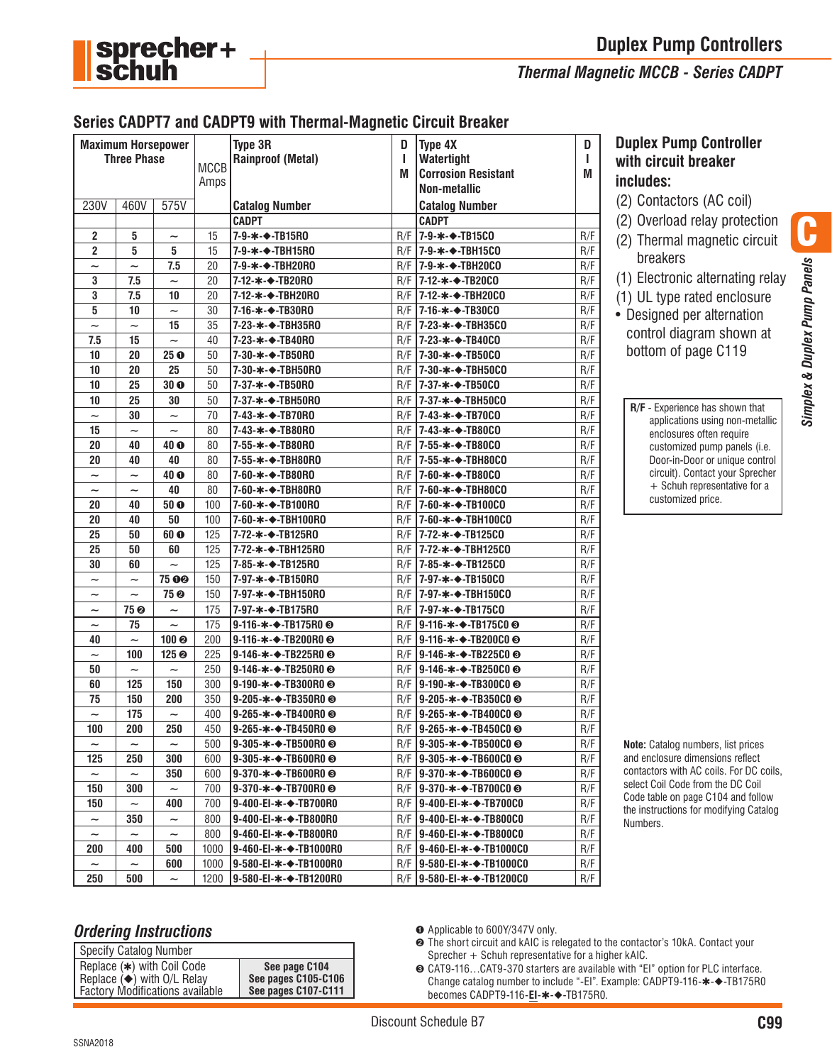# Duplex Pump Controllers

## Thermal Magnetic MCCB - Series CADPT

### Series CADPT7 and CADPT9 with Thermal-Magnetic Circuit Breaker

| Maximum Horsepower Three Phase | | | MCCB Amps | Type 3R Rainproof (Metal) | DIM | Type 4X Watertight Corrosion Resistant Non-metallic | DIM |
|---|---|---|---|---|---|---|---|
| 230V | 460V | 575V | | Catalog Number | | Catalog Number | |
| | | | | CADPT | | CADPT | |
| 2 | 5 | ~ | 15 | 7-9-✱-◆-TB15R0 | R/F | 7-9-✱-◆-TB15C0 | R/F |
| 2 | 5 | 5 | 15 | 7-9-✱-◆-TBH15R0 | R/F | 7-9-✱-◆-TBH15C0 | R/F |
| ~ | ~ | 7.5 | 20 | 7-9-✱-◆-TBH20R0 | R/F | 7-9-✱-◆-TBH20C0 | R/F |
| 3 | 7.5 | ~ | 20 | 7-12-✱-◆-TB20R0 | R/F | 7-12-✱-◆-TB20C0 | R/F |
| 3 | 7.5 | 10 | 20 | 7-12-✱-◆-TBH20R0 | R/F | 7-12-✱-◆-TBH20C0 | R/F |
| 5 | 10 | ~ | 30 | 7-16-✱-◆-TB30R0 | R/F | 7-16-✱-◆-TB30C0 | R/F |
| ~ | ~ | 15 | 35 | 7-23-✱-◆-TBH35R0 | R/F | 7-23-✱-◆-TBH35C0 | R/F |
| 7.5 | 15 | ~ | 40 | 7-23-✱-◆-TB40R0 | R/F | 7-23-✱-◆-TB40C0 | R/F |
| 10 | 20 | 25 ❶ | 50 | 7-30-✱-◆-TB50R0 | R/F | 7-30-✱-◆-TB50C0 | R/F |
| 10 | 20 | 25 | 50 | 7-30-✱-◆-TBH50R0 | R/F | 7-30-✱-◆-TBH50C0 | R/F |
| 10 | 25 | 30 ❶ | 50 | 7-37-✱-◆-TB50R0 | R/F | 7-37-✱-◆-TB50C0 | R/F |
| 10 | 25 | 30 | 50 | 7-37-✱-◆-TBH50R0 | R/F | 7-37-✱-◆-TBH50C0 | R/F |
| ~ | 30 | ~ | 70 | 7-43-✱-◆-TB70R0 | R/F | 7-43-✱-◆-TB70C0 | R/F |
| 15 | ~ | ~ | 80 | 7-43-✱-◆-TB80R0 | R/F | 7-43-✱-◆-TB80C0 | R/F |
| 20 | 40 | 40 ❶ | 80 | 7-55-✱-◆-TB80R0 | R/F | 7-55-✱-◆-TB80C0 | R/F |
| 20 | 40 | 40 | 80 | 7-55-✱-◆-TBH80R0 | R/F | 7-55-✱-◆-TBH80C0 | R/F |
| ~ | ~ | 40 ❶ | 80 | 7-60-✱-◆-TB80R0 | R/F | 7-60-✱-◆-TB80C0 | R/F |
| ~ | ~ | 40 | 80 | 7-60-✱-◆-TBH80R0 | R/F | 7-60-✱-◆-TBH80C0 | R/F |
| 20 | 40 | 50 ❶ | 100 | 7-60-✱-◆-TB100R0 | R/F | 7-60-✱-◆-TB100C0 | R/F |
| 20 | 40 | 50 | 100 | 7-60-✱-◆-TBH100R0 | R/F | 7-60-✱-◆-TBH100C0 | R/F |
| 25 | 50 | 60 ❶ | 125 | 7-72-✱-◆-TB125R0 | R/F | 7-72-✱-◆-TB125C0 | R/F |
| 25 | 50 | 60 | 125 | 7-72-✱-◆-TBH125R0 | R/F | 7-72-✱-◆-TBH125C0 | R/F |
| 30 | 60 | ~ | 125 | 7-85-✱-◆-TB125R0 | R/F | 7-85-✱-◆-TB125C0 | R/F |
| ~ | ~ | 75 ❶❷ | 150 | 7-97-✱-◆-TB150R0 | R/F | 7-97-✱-◆-TB150C0 | R/F |
| ~ | ~ | 75 ❷ | 150 | 7-97-✱-◆-TBH150R0 | R/F | 7-97-✱-◆-TBH150C0 | R/F |
| ~ | 75 ❷ | ~ | 175 | 7-97-✱-◆-TB175R0 | R/F | 7-97-✱-◆-TB175C0 | R/F |
| ~ | 75 | ~ | 175 | 9-116-✱-◆-TB175R0 ❸ | R/F | 9-116-✱-◆-TB175C0 ❸ | R/F |
| 40 | ~ | 100 ❷ | 200 | 9-116-✱-◆-TB200R0 ❸ | R/F | 9-116-✱-◆-TB200C0 ❸ | R/F |
| ~ | 100 | 125 ❷ | 225 | 9-146-✱-◆-TB225R0 ❸ | R/F | 9-146-✱-◆-TB225C0 ❸ | R/F |
| 50 | ~ | ~ | 250 | 9-146-✱-◆-TB250R0 ❸ | R/F | 9-146-✱-◆-TB250C0 ❸ | R/F |
| 60 | 125 | 150 | 300 | 9-190-✱-◆-TB300R0 ❸ | R/F | 9-190-✱-◆-TB300C0 ❸ | R/F |
| 75 | 150 | 200 | 350 | 9-205-✱-◆-TB350R0 ❸ | R/F | 9-205-✱-◆-TB350C0 ❸ | R/F |
| ~ | 175 | ~ | 400 | 9-265-✱-◆-TB400R0 ❸ | R/F | 9-265-✱-◆-TB400C0 ❸ | R/F |
| 100 | 200 | 250 | 450 | 9-265-✱-◆-TB450R0 ❸ | R/F | 9-265-✱-◆-TB450C0 ❸ | R/F |
| ~ | ~ | ~ | 500 | 9-305-✱-◆-TB500R0 ❸ | R/F | 9-305-✱-◆-TB500C0 ❸ | R/F |
| 125 | 250 | 300 | 600 | 9-305-✱-◆-TB600R0 ❸ | R/F | 9-305-✱-◆-TB600C0 ❸ | R/F |
| ~ | ~ | 350 | 600 | 9-370-✱-◆-TB600R0 ❸ | R/F | 9-370-✱-◆-TB600C0 ❸ | R/F |
| 150 | 300 | ~ | 700 | 9-370-✱-◆-TB700R0 ❸ | R/F | 9-370-✱-◆-TB700C0 ❸ | R/F |
| 150 | ~ | 400 | 700 | 9-400-EI-✱-◆-TB700R0 | R/F | 9-400-EI-✱-◆-TB700C0 | R/F |
| ~ | 350 | ~ | 800 | 9-400-EI-✱-◆-TB800R0 | R/F | 9-400-EI-✱-◆-TB800C0 | R/F |
| ~ | ~ | ~ | 800 | 9-460-EI-✱-◆-TB800R0 | R/F | 9-460-EI-✱-◆-TB800C0 | R/F |
| 200 | 400 | 500 | 1000 | 9-460-EI-✱-◆-TB1000R0 | R/F | 9-460-EI-✱-◆-TB1000C0 | R/F |
| ~ | ~ | 600 | 1000 | 9-580-EI-✱-◆-TB1000R0 | R/F | 9-580-EI-✱-◆-TB1000C0 | R/F |
| 250 | 500 | ~ | 1200 | 9-580-EI-✱-◆-TB1200R0 | R/F | 9-580-EI-✱-◆-TB1200C0 | R/F |

### Duplex Pump Controller with circuit breaker includes:

- (2) Contactors (AC coil)
- (2) Overload relay protection
- (2) Thermal magnetic circuit breakers
- (1) Electronic alternating relay
- (1) UL type rated enclosure
- Designed per alternation control diagram shown at bottom of page C119

**R/F** - Experience has shown that applications using non-metallic enclosures often require customized pump panels (i.e. Door-in-Door or unique control circuit). Contact your Sprecher + Schuh representative for a customized price.

**Note:** Catalog numbers, list prices and enclosure dimensions reflect contactors with AC coils. For DC coils, select Coil Code from the DC Coil Code table on page C104 and follow the instructions for modifying Catalog Numbers.

### *Ordering Instructions*

| Specify Catalog Number | |
|---|---|
| Replace (✱) with Coil Code | See page C104 |
| Replace (◆) with O/L Relay | See pages C105-C106 |
| Factory Modifications available | See pages C107-C111 |

❶ Applicable to 600Y/347V only.

❷ The short circuit and kAIC is relegated to the contactor's 10kA. Contact your Sprecher + Schuh representative for a higher kAIC.

❸ CAT9-116…CAT9-370 starters are available with "EI" option for PLC interface. Change catalog number to include "-EI". Example: CADPT9-116-✱-◆-TB175R0 becomes CADPT9-116-**EI**-✱-◆-TB175R0.

Discount Schedule B7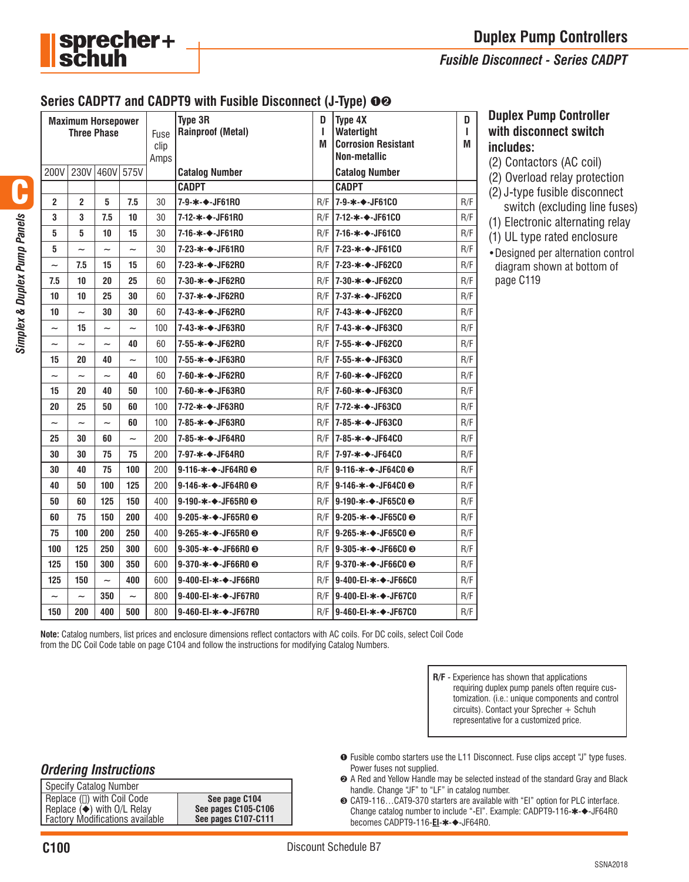## Series CADPT7 and CADPT9 with Fusible Disconnect (J-Type) ❶❷

| Maximum Horsepower Three Phase | | | | Fuse clip Amps | Type 3R Rainproof (Metal) | DIM | Type 4X Watertight Corrosion Resistant Non-metallic | DIM |
|---|---|---|---|---|---|---|---|---|
| 200V | 230V | 460V | 575V | | Catalog Number | | Catalog Number | |
| | | | | | CADPT | | CADPT | |
| 2 | 2 | 5 | 7.5 | 30 | 7-9-✱-◆-JF61R0 | R/F | 7-9-✱-◆-JF61C0 | R/F |
| 3 | 3 | 7.5 | 10 | 30 | 7-12-✱-◆-JF61R0 | R/F | 7-12-✱-◆-JF61C0 | R/F |
| 5 | 5 | 10 | 15 | 30 | 7-16-✱-◆-JF61R0 | R/F | 7-16-✱-◆-JF61C0 | R/F |
| 5 | ~ | ~ | ~ | 30 | 7-23-✱-◆-JF61R0 | R/F | 7-23-✱-◆-JF61C0 | R/F |
| ~ | 7.5 | 15 | 15 | 60 | 7-23-✱-◆-JF62R0 | R/F | 7-23-✱-◆-JF62C0 | R/F |
| 7.5 | 10 | 20 | 25 | 60 | 7-30-✱-◆-JF62R0 | R/F | 7-30-✱-◆-JF62C0 | R/F |
| 10 | 10 | 25 | 30 | 60 | 7-37-✱-◆-JF62R0 | R/F | 7-37-✱-◆-JF62C0 | R/F |
| 10 | ~ | 30 | 30 | 60 | 7-43-✱-◆-JF62R0 | R/F | 7-43-✱-◆-JF62C0 | R/F |
| ~ | 15 | ~ | ~ | 100 | 7-43-✱-◆-JF63R0 | R/F | 7-43-✱-◆-JF63C0 | R/F |
| ~ | ~ | ~ | 40 | 60 | 7-55-✱-◆-JF62R0 | R/F | 7-55-✱-◆-JF62C0 | R/F |
| 15 | 20 | 40 | ~ | 100 | 7-55-✱-◆-JF63R0 | R/F | 7-55-✱-◆-JF63C0 | R/F |
| ~ | ~ | ~ | 40 | 60 | 7-60-✱-◆-JF62R0 | R/F | 7-60-✱-◆-JF62C0 | R/F |
| 15 | 20 | 40 | 50 | 100 | 7-60-✱-◆-JF63R0 | R/F | 7-60-✱-◆-JF63C0 | R/F |
| 20 | 25 | 50 | 60 | 100 | 7-72-✱-◆-JF63R0 | R/F | 7-72-✱-◆-JF63C0 | R/F |
| ~ | ~ | ~ | 60 | 100 | 7-85-✱-◆-JF63R0 | R/F | 7-85-✱-◆-JF63C0 | R/F |
| 25 | 30 | 60 | ~ | 200 | 7-85-✱-◆-JF64R0 | R/F | 7-85-✱-◆-JF64C0 | R/F |
| 30 | 30 | 75 | 75 | 200 | 7-97-✱-◆-JF64R0 | R/F | 7-97-✱-◆-JF64C0 | R/F |
| 30 | 40 | 75 | 100 | 200 | 9-116-✱-◆-JF64R0 ❸ | R/F | 9-116-✱-◆-JF64C0 ❸ | R/F |
| 40 | 50 | 100 | 125 | 200 | 9-146-✱-◆-JF64R0 ❸ | R/F | 9-146-✱-◆-JF64C0 ❸ | R/F |
| 50 | 60 | 125 | 150 | 400 | 9-190-✱-◆-JF65R0 ❸ | R/F | 9-190-✱-◆-JF65C0 ❸ | R/F |
| 60 | 75 | 150 | 200 | 400 | 9-205-✱-◆-JF65R0 ❸ | R/F | 9-205-✱-◆-JF65C0 ❸ | R/F |
| 75 | 100 | 200 | 250 | 400 | 9-265-✱-◆-JF65R0 ❸ | R/F | 9-265-✱-◆-JF65C0 ❸ | R/F |
| 100 | 125 | 250 | 300 | 600 | 9-305-✱-◆-JF66R0 ❸ | R/F | 9-305-✱-◆-JF66C0 ❸ | R/F |
| 125 | 150 | 300 | 350 | 600 | 9-370-✱-◆-JF66R0 ❸ | R/F | 9-370-✱-◆-JF66C0 ❸ | R/F |
| 125 | 150 | ~ | 400 | 600 | 9-400-EI-✱-◆-JF66R0 | R/F | 9-400-EI-✱-◆-JF66C0 | R/F |
| ~ | ~ | 350 | ~ | 800 | 9-400-EI-✱-◆-JF67R0 | R/F | 9-400-EI-✱-◆-JF67C0 | R/F |
| 150 | 200 | 400 | 500 | 800 | 9-460-EI-✱-◆-JF67R0 | R/F | 9-460-EI-✱-◆-JF67C0 | R/F |

**Note:** Catalog numbers, list prices and enclosure dimensions reflect contactors with AC coils. For DC coils, select Coil Code from the DC Coil Code table on page C104 and follow the instructions for modifying Catalog Numbers.

### Duplex Pump Controller with disconnect switch includes:

(2) Contactors (AC coil)
(2) Overload relay protection
(2) J-type fusible disconnect switch (excluding line fuses)
(1) Electronic alternating relay
(1) UL type rated enclosure

- Designed per alternation control diagram shown at bottom of page C119

**R/F** - Experience has shown that applications requiring duplex pump panels often require customization. (i.e.: unique components and control circuits). Contact your Sprecher + Schuh representative for a customized price.

### *Ordering Instructions*

| Specify Catalog Number | |
|---|---|
| Replace (✱) with Coil Code | See page C104 |
| Replace (◆) with O/L Relay | See pages C105-C106 |
| Factory Modifications available | See pages C107-C111 |

❶ Fusible combo starters use the L11 Disconnect. Fuse clips accept "J" type fuses. Power fuses not supplied.

❷ A Red and Yellow Handle may be selected instead of the standard Gray and Black handle. Change "JF" to "LF" in catalog number.

❸ CAT9-116…CAT9-370 starters are available with "EI" option for PLC interface. Change catalog number to include "-EI". Example: CADPT9-116-✱-◆-JF64R0 becomes CADPT9-116-**EI**-✱-◆-JF64R0.

Discount Schedule B7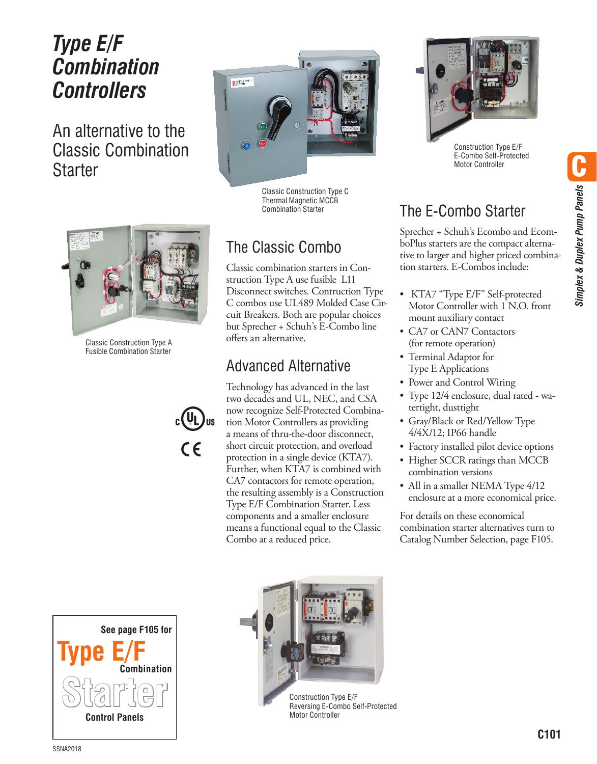# Type E/F Combination Controllers

## An alternative to the Classic Combination Starter

Classic Construction Type C
Thermal Magnetic MCCB
Combination Starter

Construction Type E/F
E-Combo Self-Protected
Motor Controller

Classic Construction Type A
Fusible Combination Starter

## The Classic Combo

Classic combination starters in Construction Type A use fusible L11 Disconnect switches. Contruction Type C combos use UL489 Molded Case Circuit Breakers. Both are popular choices but Sprecher + Schuh's E-Combo line offers an alternative.

## Advanced Alternative

Technology has advanced in the last two decades and UL, NEC, and CSA now recognize Self-Protected Combination Motor Controllers as providing a means of thru-the-door disconnect, short circuit protection, and overload protection in a single device (KTA7). Further, when KTA7 is combined with CA7 contactors for remote operation, the resulting assembly is a Construction Type E/F Combination Starter. Less components and a smaller enclosure means a functional equal to the Classic Combo at a reduced price.

## The E-Combo Starter

Sprecher + Schuh's Ecombo and EcomboPlus starters are the compact alternative to larger and higher priced combination starters. E-Combos include:

- KTA7 "Type E/F" Self-protected Motor Controller with 1 N.O. front mount auxiliary contact
- CA7 or CAN7 Contactors (for remote operation)
- Terminal Adaptor for Type E Applications
- Power and Control Wiring
- Type 12/4 enclosure, dual rated - watertight, dusttight
- Gray/Black or Red/Yellow Type 4/4X/12; IP66 handle
- Factory installed pilot device options
- Higher SCCR ratings than MCCB combination versions
- All in a smaller NEMA Type 4/12 enclosure at a more economical price.

For details on these economical combination starter alternatives turn to Catalog Number Selection, page F105.

See page F105 for
**Type E/F** Combination
**Starter**
Control Panels

Construction Type E/F
Reversing E-Combo Self-Protected
Motor Controller